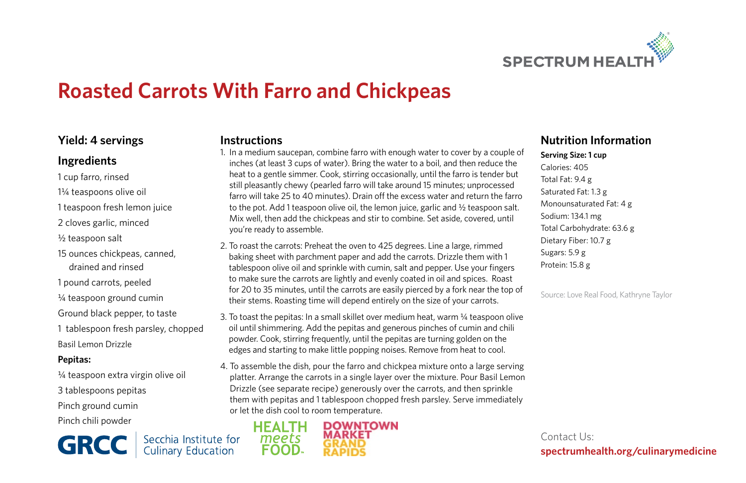# Roasted Carrots With Farro and Chickpeas

## Yield: 4 servings

## Ingredients

1 cup farro, rinsed

1¼ teaspoons olive oil

1 teaspoon fresh lemon juice

2 cloves garlic, minced

½ teaspoon salt

15 ounces chickpeas, canned, drained and rinsed

1 pound carrots, peeled

¼ teaspoon ground cumin

Ground black pepper, to taste

1 tablespoon fresh parsley, chopped

Basil Lemon Drizzle

**Pepitas:**

¼ teaspoon extra virgin olive oil

3 tablespoons pepitas

Pinch ground cumin

Pinch chili powder

## Instructions

1. In a medium saucepan, combine farro with enough water to cover by a couple of inches (at least 3 cups of water). Bring the water to a boil, and then reduce the heat to a gentle simmer. Cook, stirring occasionally, until the farro is tender but still pleasantly chewy (pearled farro will take around 15 minutes; unprocessed farro will take 25 to 40 minutes). Drain off the excess water and return the farro to the pot. Add 1 teaspoon olive oil, the lemon juice, garlic and ½ teaspoon salt. Mix well, then add the chickpeas and stir to combine. Set aside, covered, until you're ready to assemble.
2. To roast the carrots: Preheat the oven to 425 degrees. Line a large, rimmed baking sheet with parchment paper and add the carrots. Drizzle them with 1 tablespoon olive oil and sprinkle with cumin, salt and pepper. Use your fingers to make sure the carrots are lightly and evenly coated in oil and spices. Roast for 20 to 35 minutes, until the carrots are easily pierced by a fork near the top of their stems. Roasting time will depend entirely on the size of your carrots.
3. To toast the pepitas: In a small skillet over medium heat, warm ¼ teaspoon olive oil until shimmering. Add the pepitas and generous pinches of cumin and chili powder. Cook, stirring frequently, until the pepitas are turning golden on the edges and starting to make little popping noises. Remove from heat to cool.
4. To assemble the dish, pour the farro and chickpea mixture onto a large serving platter. Arrange the carrots in a single layer over the mixture. Pour Basil Lemon Drizzle (see separate recipe) generously over the carrots, and then sprinkle them with pepitas and 1 tablespoon chopped fresh parsley. Serve immediately or let the dish cool to room temperature.

## Nutrition Information

**Serving Size: 1 cup**

Calories: 405

Total Fat: 9.4 g

Saturated Fat: 1.3 g

Monounsaturated Fat: 4 g

Sodium: 134.1 mg

Total Carbohydrate: 63.6 g

Dietary Fiber: 10.7 g

Sugars: 5.9 g

Protein: 15.8 g

Source: Love Real Food, Kathryne Taylor

GRCC | Secchia Institute for Culinary Education

HEALTH meets FOOD

DOWNTOWN MARKET GRAND RAPIDS

Contact Us:
**spectrumhealth.org/culinarymedicine**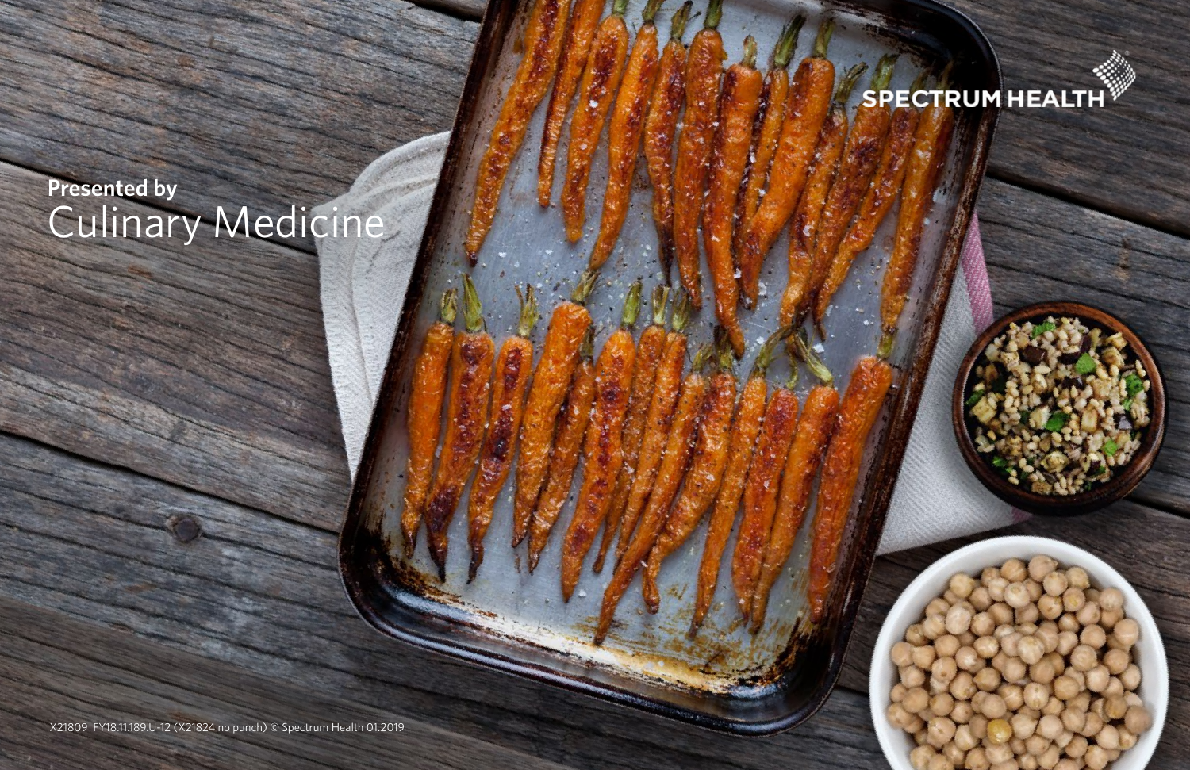SPECTRUM HEALTH

Presented by
Culinary Medicine

X21809 FY18.11.189.U-12 (X21824 no punch) © Spectrum Health 01.2019